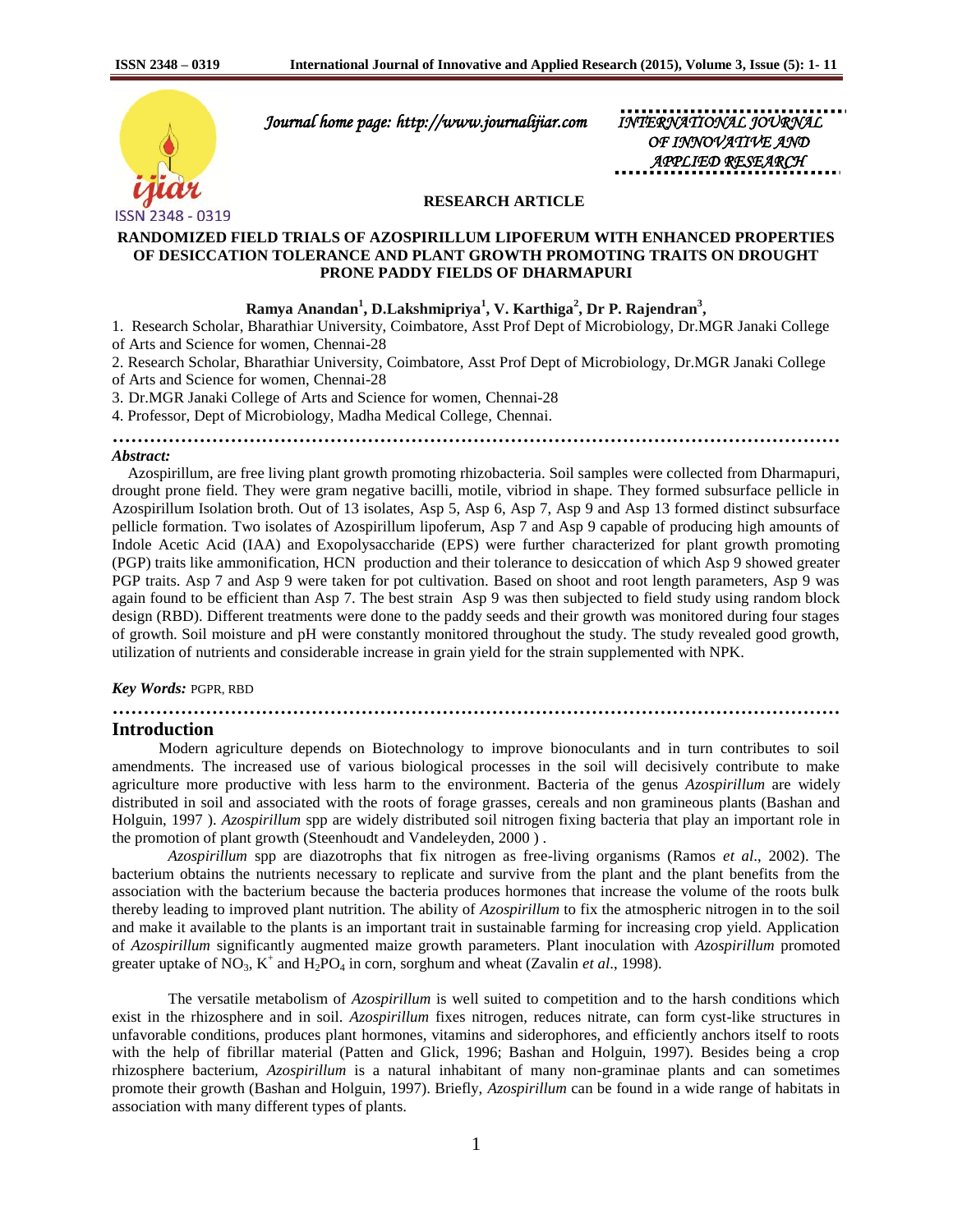*Journal home page: http://www.journalijiar.com*

*INTERNATIONAL JOURNAL OF INNOVATIVE AND APPLIED RESEARCH*

**RESEARCH ARTICLE**

# RANDOMIZED FIELD TRIALS OF AZOSPIRILLUM LIPOFERUM WITH ENHANCED PROPERTIES OF DESICCATION TOLERANCE AND PLANT GROWTH PROMOTING TRAITS ON DROUGHT PRONE PADDY FIELDS OF DHARMAPURI

**Ramya Anandan[1], D.Lakshmipriya[1], V. Karthiga[2], Dr P. Rajendran[3],**

1. Research Scholar, Bharathiar University, Coimbatore, Asst Prof Dept of Microbiology, Dr.MGR Janaki College of Arts and Science for women, Chennai-28
2. Research Scholar, Bharathiar University, Coimbatore, Asst Prof Dept of Microbiology, Dr.MGR Janaki College of Arts and Science for women, Chennai-28
3. Dr.MGR Janaki College of Arts and Science for women, Chennai-28
4. Professor, Dept of Microbiology, Madha Medical College, Chennai.

***Abstract:***

Azospirillum, are free living plant growth promoting rhizobacteria. Soil samples were collected from Dharmapuri, drought prone field. They were gram negative bacilli, motile, vibriod in shape. They formed subsurface pellicle in Azospirillum Isolation broth. Out of 13 isolates, Asp 5, Asp 6, Asp 7, Asp 9 and Asp 13 formed distinct subsurface pellicle formation. Two isolates of Azospirillum lipoferum, Asp 7 and Asp 9 capable of producing high amounts of Indole Acetic Acid (IAA) and Exopolysaccharide (EPS) were further characterized for plant growth promoting (PGP) traits like ammonification, HCN production and their tolerance to desiccation of which Asp 9 showed greater PGP traits. Asp 7 and Asp 9 were taken for pot cultivation. Based on shoot and root length parameters, Asp 9 was again found to be efficient than Asp 7. The best strain Asp 9 was then subjected to field study using random block design (RBD). Different treatments were done to the paddy seeds and their growth was monitored during four stages of growth. Soil moisture and pH were constantly monitored throughout the study. The study revealed good growth, utilization of nutrients and considerable increase in grain yield for the strain supplemented with NPK.

***Key Words:*** PGPR, RBD

## Introduction

Modern agriculture depends on Biotechnology to improve bionoculants and in turn contributes to soil amendments. The increased use of various biological processes in the soil will decisively contribute to make agriculture more productive with less harm to the environment. Bacteria of the genus *Azospirillum* are widely distributed in soil and associated with the roots of forage grasses, cereals and non gramineous plants (Bashan and Holguin, 1997 ). *Azospirillum* spp are widely distributed soil nitrogen fixing bacteria that play an important role in the promotion of plant growth (Steenhoudt and Vandeleyden, 2000 ) .

*Azospirillum* spp are diazotrophs that fix nitrogen as free-living organisms (Ramos *et al*., 2002). The bacterium obtains the nutrients necessary to replicate and survive from the plant and the plant benefits from the association with the bacterium because the bacteria produces hormones that increase the volume of the roots bulk thereby leading to improved plant nutrition. The ability of *Azospirillum* to fix the atmospheric nitrogen in to the soil and make it available to the plants is an important trait in sustainable farming for increasing crop yield. Application of *Azospirillum* significantly augmented maize growth parameters. Plant inoculation with *Azospirillum* promoted greater uptake of $NO_3$, $K^+$ and $H_2PO_4$ in corn, sorghum and wheat (Zavalin *et al*., 1998).

The versatile metabolism of *Azospirillum* is well suited to competition and to the harsh conditions which exist in the rhizosphere and in soil. *Azospirillum* fixes nitrogen, reduces nitrate, can form cyst-like structures in unfavorable conditions, produces plant hormones, vitamins and siderophores, and efficiently anchors itself to roots with the help of fibrillar material (Patten and Glick, 1996; Bashan and Holguin, 1997). Besides being a crop rhizosphere bacterium, *Azospirillum* is a natural inhabitant of many non-graminae plants and can sometimes promote their growth (Bashan and Holguin, 1997). Briefly, *Azospirillum* can be found in a wide range of habitats in association with many different types of plants.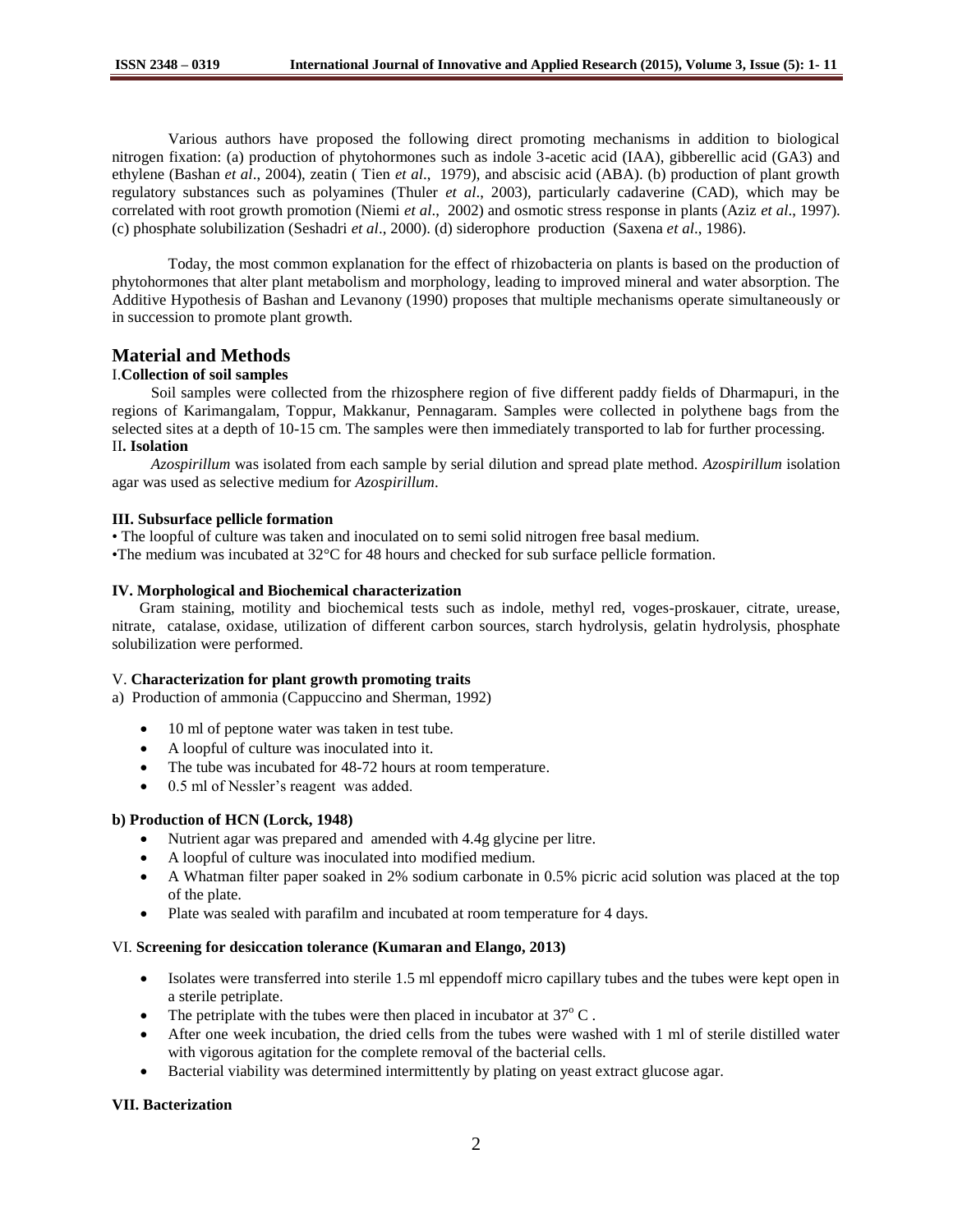Various authors have proposed the following direct promoting mechanisms in addition to biological nitrogen fixation: (a) production of phytohormones such as indole 3-acetic acid (IAA), gibberellic acid (GA3) and ethylene (Bashan *et al*., 2004), zeatin ( Tien *et al*., 1979), and abscisic acid (ABA). (b) production of plant growth regulatory substances such as polyamines (Thuler *et al*., 2003), particularly cadaverine (CAD), which may be correlated with root growth promotion (Niemi *et al*., 2002) and osmotic stress response in plants (Aziz *et al*., 1997). (c) phosphate solubilization (Seshadri *et al*., 2000). (d) siderophore production (Saxena *et al*., 1986).

Today, the most common explanation for the effect of rhizobacteria on plants is based on the production of phytohormones that alter plant metabolism and morphology, leading to improved mineral and water absorption. The Additive Hypothesis of Bashan and Levanony (1990) proposes that multiple mechanisms operate simultaneously or in succession to promote plant growth.

## Material and Methods

### I. Collection of soil samples

Soil samples were collected from the rhizosphere region of five different paddy fields of Dharmapuri, in the regions of Karimangalam, Toppur, Makkanur, Pennagaram. Samples were collected in polythene bags from the selected sites at a depth of 10-15 cm. The samples were then immediately transported to lab for further processing.

### II. Isolation

*Azospirillum* was isolated from each sample by serial dilution and spread plate method. *Azospirillum* isolation agar was used as selective medium for *Azospirillum*.

### III. Subsurface pellicle formation

- The loopful of culture was taken and inoculated on to semi solid nitrogen free basal medium.
- The medium was incubated at 32°C for 48 hours and checked for sub surface pellicle formation.

### IV. Morphological and Biochemical characterization

Gram staining, motility and biochemical tests such as indole, methyl red, voges-proskauer, citrate, urease, nitrate, catalase, oxidase, utilization of different carbon sources, starch hydrolysis, gelatin hydrolysis, phosphate solubilization were performed.

### V. Characterization for plant growth promoting traits

a) Production of ammonia (Cappuccino and Sherman, 1992)

- 10 ml of peptone water was taken in test tube.
- A loopful of culture was inoculated into it.
- The tube was incubated for 48-72 hours at room temperature.
- 0.5 ml of Nessler's reagent was added.

**b) Production of HCN (Lorck, 1948)**

- Nutrient agar was prepared and amended with 4.4g glycine per litre.
- A loopful of culture was inoculated into modified medium.
- A Whatman filter paper soaked in 2% sodium carbonate in 0.5% picric acid solution was placed at the top of the plate.
- Plate was sealed with parafilm and incubated at room temperature for 4 days.

### VI. Screening for desiccation tolerance (Kumaran and Elango, 2013)

- Isolates were transferred into sterile 1.5 ml eppendoff micro capillary tubes and the tubes were kept open in a sterile petriplate.
- The petriplate with the tubes were then placed in incubator at $37^{o}$ C .
- After one week incubation, the dried cells from the tubes were washed with 1 ml of sterile distilled water with vigorous agitation for the complete removal of the bacterial cells.
- Bacterial viability was determined intermittently by plating on yeast extract glucose agar.

### VII. Bacterization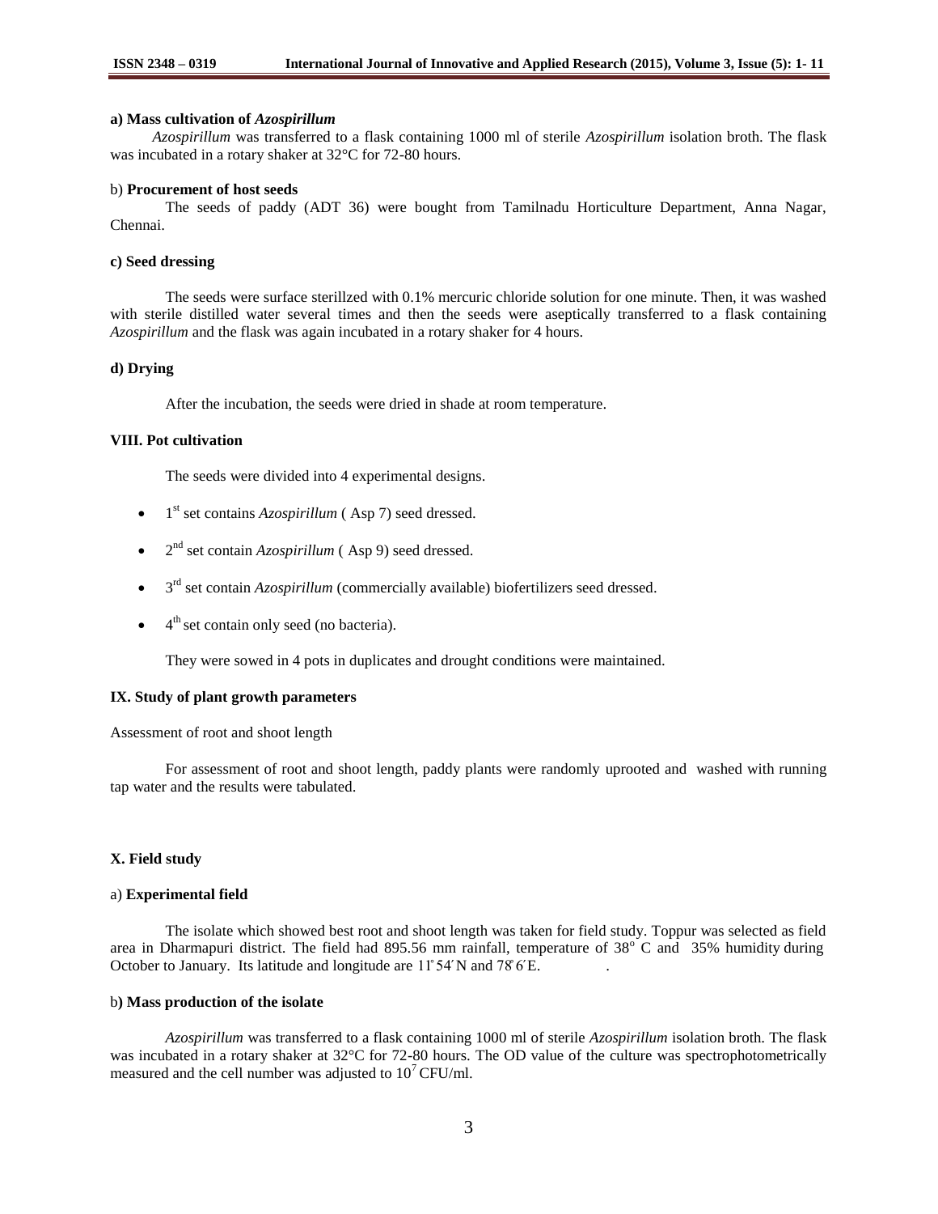**a) Mass cultivation of *Azospirillum***

*Azospirillum* was transferred to a flask containing 1000 ml of sterile *Azospirillum* isolation broth. The flask was incubated in a rotary shaker at 32°C for 72-80 hours.

b) **Procurement of host seeds**

The seeds of paddy (ADT 36) were bought from Tamilnadu Horticulture Department, Anna Nagar, Chennai.

**c) Seed dressing**

The seeds were surface sterillzed with 0.1% mercuric chloride solution for one minute. Then, it was washed with sterile distilled water several times and then the seeds were aseptically transferred to a flask containing *Azospirillum* and the flask was again incubated in a rotary shaker for 4 hours.

**d) Drying**

After the incubation, the seeds were dried in shade at room temperature.

**VIII. Pot cultivation**

The seeds were divided into 4 experimental designs.

- 1st set contains *Azospirillum* ( Asp 7) seed dressed.
- 2nd set contain *Azospirillum* ( Asp 9) seed dressed.
- 3rd set contain *Azospirillum* (commercially available) biofertilizers seed dressed.
- 4th set contain only seed (no bacteria).

They were sowed in 4 pots in duplicates and drought conditions were maintained.

**IX. Study of plant growth parameters**

Assessment of root and shoot length

For assessment of root and shoot length, paddy plants were randomly uprooted and washed with running tap water and the results were tabulated.

**X. Field study**

a) **Experimental field**

The isolate which showed best root and shoot length was taken for field study. Toppur was selected as field area in Dharmapuri district. The field had 895.56 mm rainfall, temperature of $38^{o}$ C and 35% humidity during October to January. Its latitude and longitude are 11° 54′ N and 78° 6′ E.

b**) Mass production of the isolate**

*Azospirillum* was transferred to a flask containing 1000 ml of sterile *Azospirillum* isolation broth. The flask was incubated in a rotary shaker at 32°C for 72-80 hours. The OD value of the culture was spectrophotometrically measured and the cell number was adjusted to $10^{7}$ CFU/ml.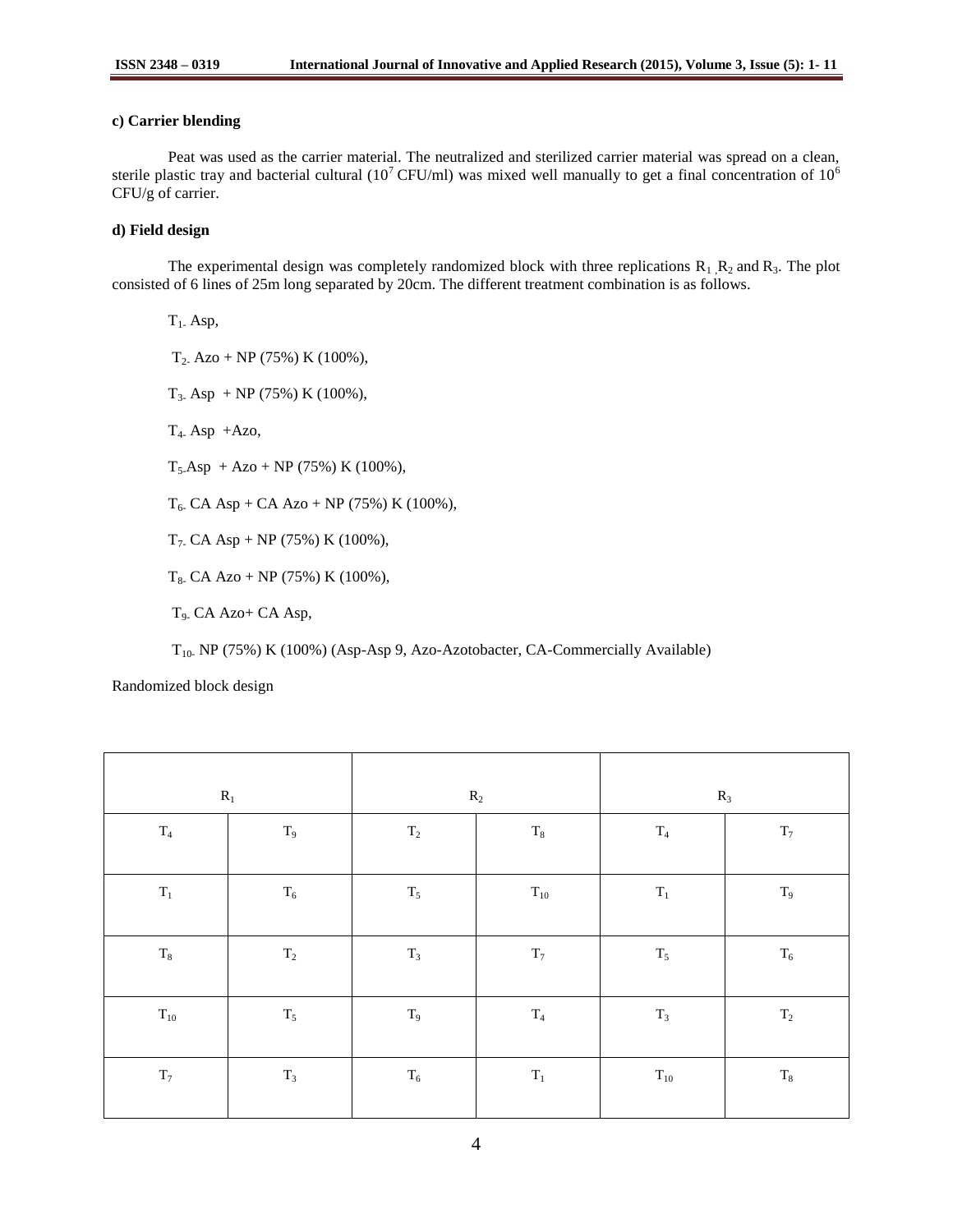#### c) Carrier blending

Peat was used as the carrier material. The neutralized and sterilized carrier material was spread on a clean, sterile plastic tray and bacterial cultural ($10^7$ CFU/ml) was mixed well manually to get a final concentration of $10^6$ CFU/g of carrier.

#### d) Field design

The experimental design was completely randomized block with three replications $R_1$, $R_2$ and $R_3$. The plot consisted of 6 lines of 25m long separated by 20cm. The different treatment combination is as follows.

$T_1$- Asp,

$T_2$- Azo + NP (75%) K (100%),

$T_3$- Asp + NP (75%) K (100%),

$T_4$- Asp +Azo,

$T_5$-Asp + Azo + NP (75%) K (100%),

$T_6$- CA Asp + CA Azo + NP (75%) K (100%),

$T_7$- CA Asp + NP (75%) K (100%),

$T_8$- CA Azo + NP (75%) K (100%),

$T_9$- CA Azo+ CA Asp,

$T_{10}$- NP (75%) K (100%) (Asp-Asp 9, Azo-Azotobacter, CA-Commercially Available)

Randomized block design

| $R_1$ | | $R_2$ | | $R_3$ | |
|---|---|---|---|---|---|
| $T_4$ | $T_9$ | $T_2$ | $T_8$ | $T_4$ | $T_7$ |
| $T_1$ | $T_6$ | $T_5$ | $T_{10}$ | $T_1$ | $T_9$ |
| $T_8$ | $T_2$ | $T_3$ | $T_7$ | $T_5$ | $T_6$ |
| $T_{10}$ | $T_5$ | $T_9$ | $T_4$ | $T_3$ | $T_2$ |
| $T_7$ | $T_3$ | $T_6$ | $T_1$ | $T_{10}$ | $T_8$ |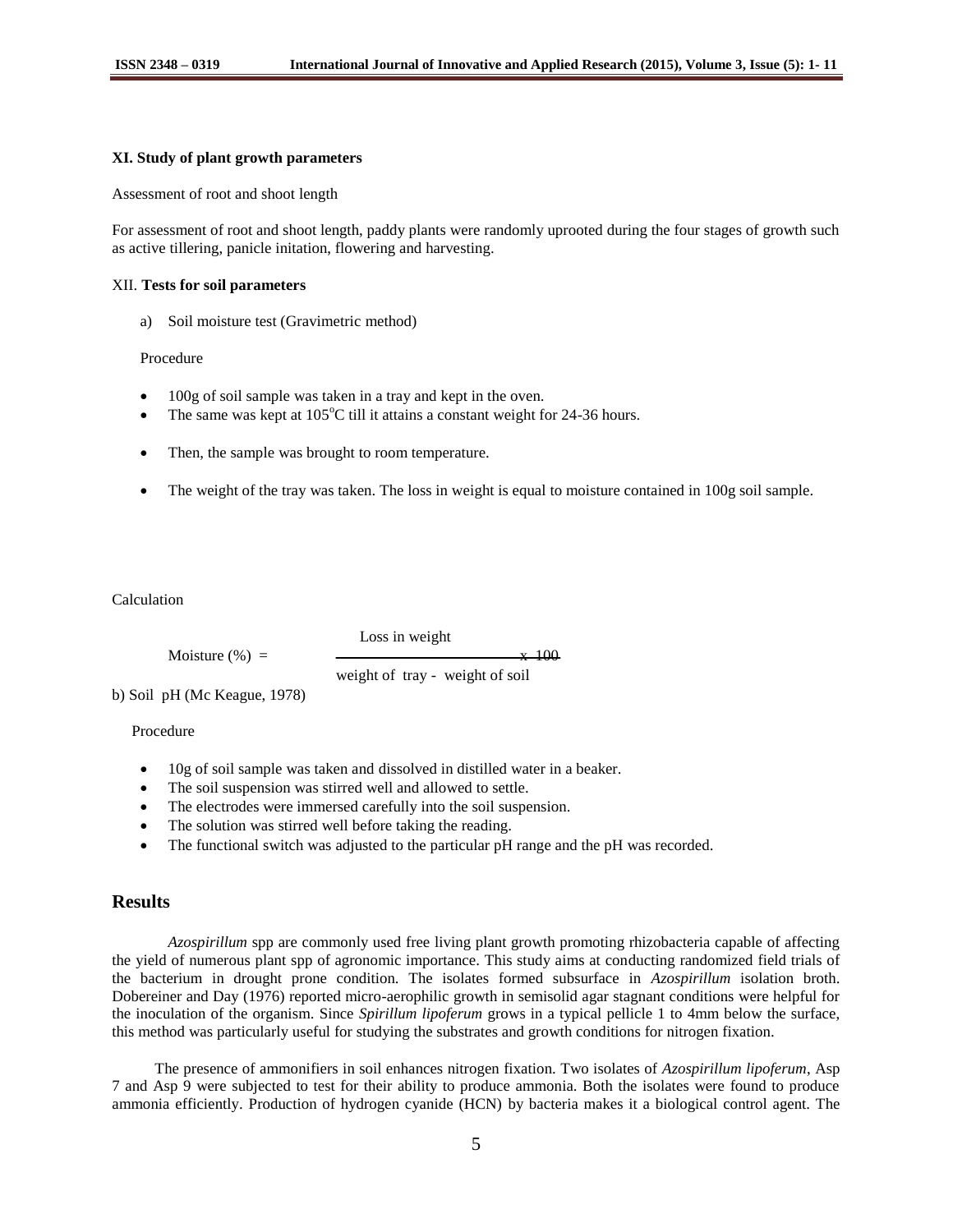**XI. Study of plant growth parameters**

Assessment of root and shoot length

For assessment of root and shoot length, paddy plants were randomly uprooted during the four stages of growth such as active tillering, panicle initation, flowering and harvesting.

XII. **Tests for soil parameters**

a) Soil moisture test (Gravimetric method)

Procedure

- 100g of soil sample was taken in a tray and kept in the oven.
- The same was kept at 105°C till it attains a constant weight for 24-36 hours.
- Then, the sample was brought to room temperature.
- The weight of the tray was taken. The loss in weight is equal to moisture contained in 100g soil sample.

Calculation

$$\text{Moisture (\%)} = \frac{\text{Loss in weight}}{\text{weight of tray - weight of soil}} \times 100$$

b) Soil pH (Mc Keague, 1978)

Procedure

- 10g of soil sample was taken and dissolved in distilled water in a beaker.
- The soil suspension was stirred well and allowed to settle.
- The electrodes were immersed carefully into the soil suspension.
- The solution was stirred well before taking the reading.
- The functional switch was adjusted to the particular pH range and the pH was recorded.

## Results

*Azospirillum* spp are commonly used free living plant growth promoting rhizobacteria capable of affecting the yield of numerous plant spp of agronomic importance. This study aims at conducting randomized field trials of the bacterium in drought prone condition. The isolates formed subsurface in *Azospirillum* isolation broth. Dobereiner and Day (1976) reported micro-aerophilic growth in semisolid agar stagnant conditions were helpful for the inoculation of the organism. Since *Spirillum lipoferum* grows in a typical pellicle 1 to 4mm below the surface, this method was particularly useful for studying the substrates and growth conditions for nitrogen fixation.

The presence of ammonifiers in soil enhances nitrogen fixation. Two isolates of *Azospirillum lipoferum*, Asp 7 and Asp 9 were subjected to test for their ability to produce ammonia. Both the isolates were found to produce ammonia efficiently. Production of hydrogen cyanide (HCN) by bacteria makes it a biological control agent. The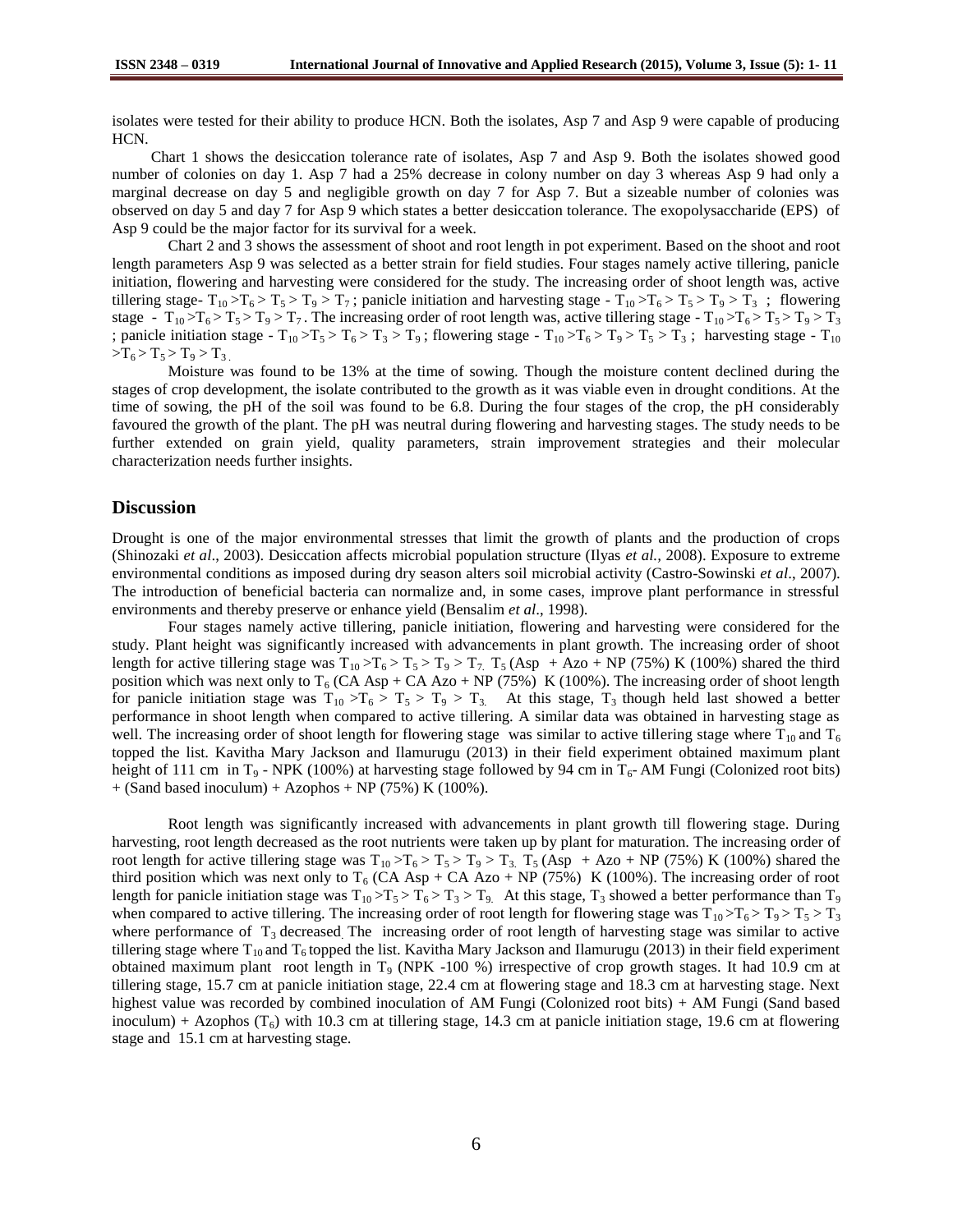isolates were tested for their ability to produce HCN. Both the isolates, Asp 7 and Asp 9 were capable of producing HCN.

Chart 1 shows the desiccation tolerance rate of isolates, Asp 7 and Asp 9. Both the isolates showed good number of colonies on day 1. Asp 7 had a 25% decrease in colony number on day 3 whereas Asp 9 had only a marginal decrease on day 5 and negligible growth on day 7 for Asp 7. But a sizeable number of colonies was observed on day 5 and day 7 for Asp 9 which states a better desiccation tolerance. The exopolysaccharide (EPS) of Asp 9 could be the major factor for its survival for a week.

Chart 2 and 3 shows the assessment of shoot and root length in pot experiment. Based on the shoot and root length parameters Asp 9 was selected as a better strain for field studies. Four stages namely active tillering, panicle initiation, flowering and harvesting were considered for the study. The increasing order of shoot length was, active tillering stage- $T_{10} > T_6 > T_5 > T_9 > T_7$ ; panicle initiation and harvesting stage - $T_{10} > T_6 > T_5 > T_9 > T_3$ ; flowering stage - $T_{10} > T_6 > T_5 > T_9 > T_7$ . The increasing order of root length was, active tillering stage - $T_{10} > T_6 > T_5 > T_9 > T_3$ ; panicle initiation stage - $T_{10} > T_5 > T_6 > T_3 > T_9$ ; flowering stage - $T_{10} > T_6 > T_9 > T_5 > T_3$ ; harvesting stage - $T_{10} > T_6 > T_5 > T_9 > T_3$ .

Moisture was found to be 13% at the time of sowing. Though the moisture content declined during the stages of crop development, the isolate contributed to the growth as it was viable even in drought conditions. At the time of sowing, the pH of the soil was found to be 6.8. During the four stages of the crop, the pH considerably favoured the growth of the plant. The pH was neutral during flowering and harvesting stages. The study needs to be further extended on grain yield, quality parameters, strain improvement strategies and their molecular characterization needs further insights.

## Discussion

Drought is one of the major environmental stresses that limit the growth of plants and the production of crops (Shinozaki *et al*., 2003). Desiccation affects microbial population structure (Ilyas *et al.*, 2008). Exposure to extreme environmental conditions as imposed during dry season alters soil microbial activity (Castro-Sowinski *et al*., 2007). The introduction of beneficial bacteria can normalize and, in some cases, improve plant performance in stressful environments and thereby preserve or enhance yield (Bensalim *et al*., 1998).

Four stages namely active tillering, panicle initiation, flowering and harvesting were considered for the study. Plant height was significantly increased with advancements in plant growth. The increasing order of shoot length for active tillering stage was $T_{10} > T_6 > T_5 > T_9 > T_7$. $T_5$ (Asp + Azo + NP (75%) K (100%) shared the third position which was next only to $T_6$ (CA Asp + CA Azo + NP (75%) K (100%). The increasing order of shoot length for panicle initiation stage was $T_{10} > T_6 > T_5 > T_9 > T_3$. At this stage, $T_3$ though held last showed a better performance in shoot length when compared to active tillering. A similar data was obtained in harvesting stage as well. The increasing order of shoot length for flowering stage was similar to active tillering stage where $T_{10}$ and $T_6$ topped the list. Kavitha Mary Jackson and Ilamurugu (2013) in their field experiment obtained maximum plant height of 111 cm in $T_9$ - NPK (100%) at harvesting stage followed by 94 cm in $T_6$- AM Fungi (Colonized root bits) + (Sand based inoculum) + Azophos + NP (75%) K (100%).

Root length was significantly increased with advancements in plant growth till flowering stage. During harvesting, root length decreased as the root nutrients were taken up by plant for maturation. The increasing order of root length for active tillering stage was $T_{10} > T_6 > T_5 > T_9 > T_3$. $T_5$ (Asp + Azo + NP (75%) K (100%) shared the third position which was next only to $T_6$ (CA Asp + CA Azo + NP (75%) K (100%). The increasing order of root length for panicle initiation stage was $T_{10} > T_5 > T_6 > T_3 > T_9$. At this stage, $T_3$ showed a better performance than $T_9$ when compared to active tillering. The increasing order of root length for flowering stage was $T_{10} > T_6 > T_9 > T_5 > T_3$ where performance of $T_3$ decreased. The increasing order of root length of harvesting stage was similar to active tillering stage where $T_{10}$ and $T_6$ topped the list. Kavitha Mary Jackson and Ilamurugu (2013) in their field experiment obtained maximum plant root length in $T_9$ (NPK -100 %) irrespective of crop growth stages. It had 10.9 cm at tillering stage, 15.7 cm at panicle initiation stage, 22.4 cm at flowering stage and 18.3 cm at harvesting stage. Next highest value was recorded by combined inoculation of AM Fungi (Colonized root bits) + AM Fungi (Sand based inoculum) + Azophos ($T_6$) with 10.3 cm at tillering stage, 14.3 cm at panicle initiation stage, 19.6 cm at flowering stage and 15.1 cm at harvesting stage.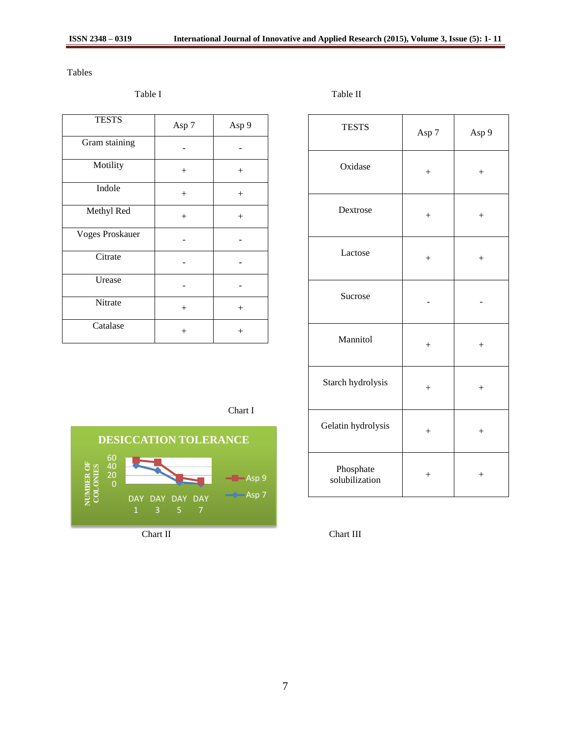Tables

Table I

| TESTS | Asp 7 | Asp 9 |
|---|---|---|
| Gram staining | - | - |
| Motility | + | + |
| Indole | + | + |
| Methyl Red | + | + |
| Voges Proskauer | - | - |
| Citrate | - | - |
| Urease | - | - |
| Nitrate | + | + |
| Catalase | + | + |

Table II

| TESTS | Asp 7 | Asp 9 |
|---|---|---|
| Oxidase | + | + |
| Dextrose | + | + |
| Lactose | + | + |
| Sucrose | - | - |
| Mannitol | + | + |
| Starch hydrolysis | + | + |
| Gelatin hydrolysis | + | + |
| Phosphate solubilization | + | + |

Chart I

DESICCATION TOLERANCE

NUMBER OF COLONIES

60
40
20
0

DAY 1 DAY 3 DAY 5 DAY 7

Asp 9
Asp 7

Chart II

Chart III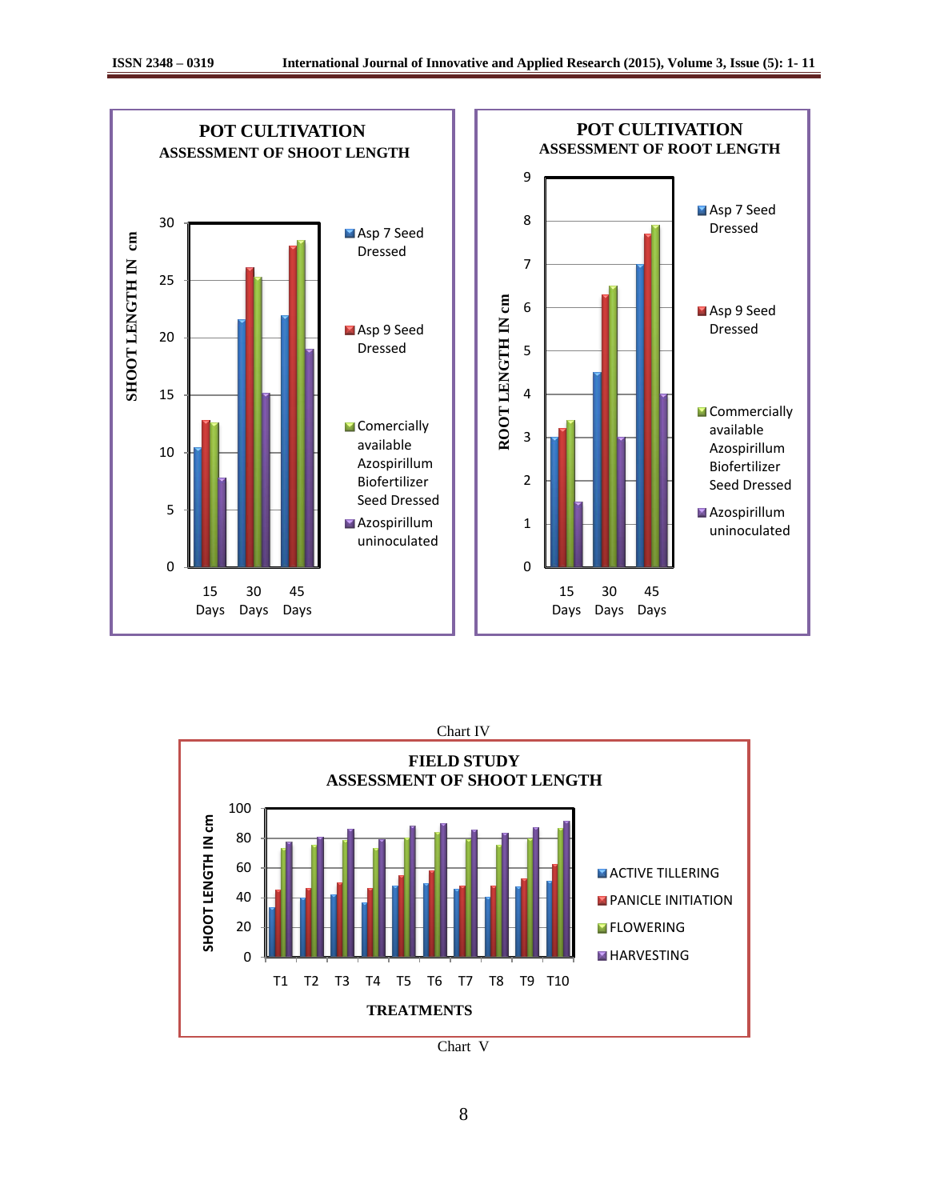**POT CULTIVATION**
**ASSESSMENT OF SHOOT LENGTH**

SHOOT LENGTH IN cm

30, 25, 20, 15, 10, 5, 0

15 Days, 30 Days, 45 Days

- Asp 7 Seed Dressed
- Asp 9 Seed Dressed
- Comercially available Azospirillum Biofertilizer Seed Dressed
- Azospirillum uninoculated

**POT CULTIVATION**
**ASSESSMENT OF ROOT LENGTH**

ROOT LENGTH IN cm

9, 8, 7, 6, 5, 4, 3, 2, 1, 0

15 Days, 30 Days, 45 Days

- Asp 7 Seed Dressed
- Asp 9 Seed Dressed
- Commercially available Azospirillum Biofertilizer Seed Dressed
- Azospirillum uninoculated

Chart IV

**FIELD STUDY**
**ASSESSMENT OF SHOOT LENGTH**

SHOOT LENGTH IN cm

100, 80, 60, 40, 20, 0

T1, T2, T3, T4, T5, T6, T7, T8, T9, T10

TREATMENTS

- ACTIVE TILLERING
- PANICLE INITIATION
- FLOWERING
- HARVESTING

Chart V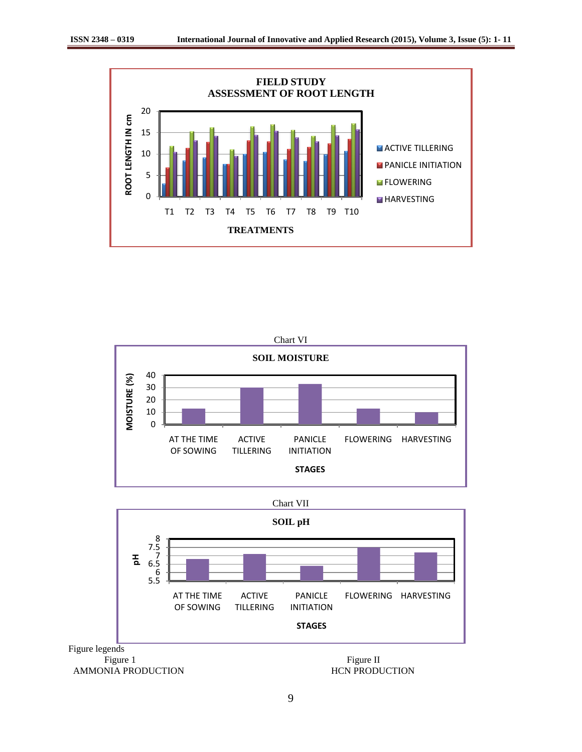**FIELD STUDY**
**ASSESSMENT OF ROOT LENGTH**

ROOT LENGTH IN cm

TREATMENTS: T1, T2, T3, T4, T5, T6, T7, T8, T9, T10

ACTIVE TILLERING, PANICLE INITIATION, FLOWERING, HARVESTING

Chart VI

**SOIL MOISTURE**

MOISTURE (%)

STAGES: AT THE TIME OF SOWING, ACTIVE TILLERING, PANICLE INITIATION, FLOWERING, HARVESTING

Chart VII

**SOIL pH**

pH

STAGES: AT THE TIME OF SOWING, ACTIVE TILLERING, PANICLE INITIATION, FLOWERING, HARVESTING

Figure legends

Figure 1
AMMONIA PRODUCTION

Figure II
HCN PRODUCTION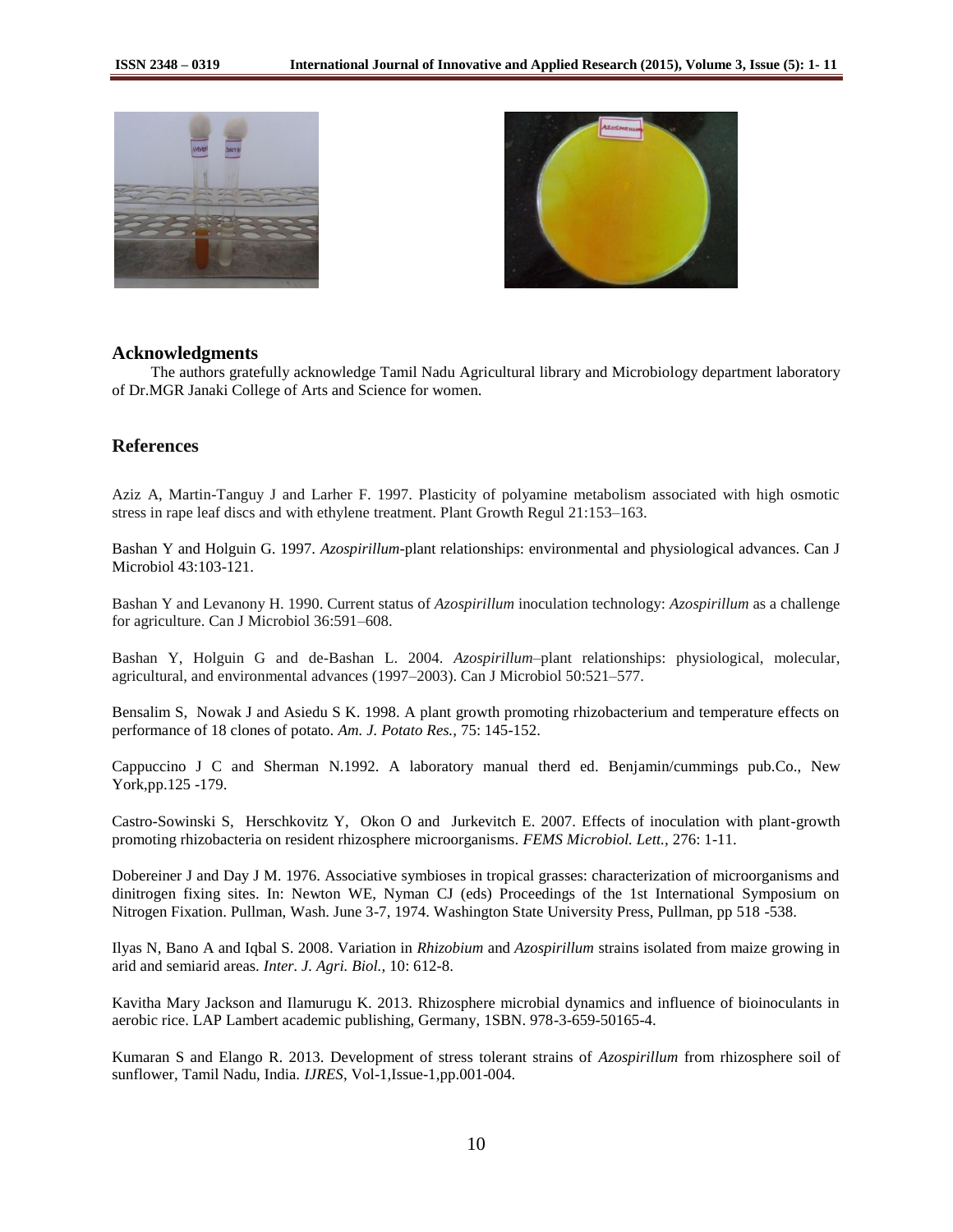## Acknowledgments

The authors gratefully acknowledge Tamil Nadu Agricultural library and Microbiology department laboratory of Dr.MGR Janaki College of Arts and Science for women.

## References

Aziz A, Martin-Tanguy J and Larher F. 1997. Plasticity of polyamine metabolism associated with high osmotic stress in rape leaf discs and with ethylene treatment. Plant Growth Regul 21:153–163.

Bashan Y and Holguin G. 1997. *Azospirillum*-plant relationships: environmental and physiological advances. Can J Microbiol 43:103-121.

Bashan Y and Levanony H. 1990. Current status of *Azospirillum* inoculation technology: *Azospirillum* as a challenge for agriculture. Can J Microbiol 36:591–608.

Bashan Y, Holguin G and de-Bashan L. 2004. *Azospirillum*–plant relationships: physiological, molecular, agricultural, and environmental advances (1997–2003). Can J Microbiol 50:521–577.

Bensalim S, Nowak J and Asiedu S K. 1998. A plant growth promoting rhizobacterium and temperature effects on performance of 18 clones of potato. *Am. J. Potato Res.,* 75: 145-152.

Cappuccino J C and Sherman N.1992. A laboratory manual therd ed. Benjamin/cummings pub.Co., New York,pp.125 -179.

Castro-Sowinski S, Herschkovitz Y, Okon O and Jurkevitch E. 2007. Effects of inoculation with plant-growth promoting rhizobacteria on resident rhizosphere microorganisms. *FEMS Microbiol. Lett.,* 276: 1-11.

Dobereiner J and Day J M. 1976. Associative symbioses in tropical grasses: characterization of microorganisms and dinitrogen fixing sites. In: Newton WE, Nyman CJ (eds) Proceedings of the 1st International Symposium on Nitrogen Fixation. Pullman, Wash. June 3-7, 1974. Washington State University Press, Pullman, pp 518 -538.

Ilyas N, Bano A and Iqbal S. 2008. Variation in *Rhizobium* and *Azospirillum* strains isolated from maize growing in arid and semiarid areas. *Inter. J. Agri. Biol.,* 10: 612-8.

Kavitha Mary Jackson and Ilamurugu K. 2013. Rhizosphere microbial dynamics and influence of bioinoculants in aerobic rice. LAP Lambert academic publishing, Germany, 1SBN. 978-3-659-50165-4.

Kumaran S and Elango R. 2013. Development of stress tolerant strains of *Azospirillum* from rhizosphere soil of sunflower, Tamil Nadu, India. *IJRES*, Vol-1,Issue-1,pp.001-004.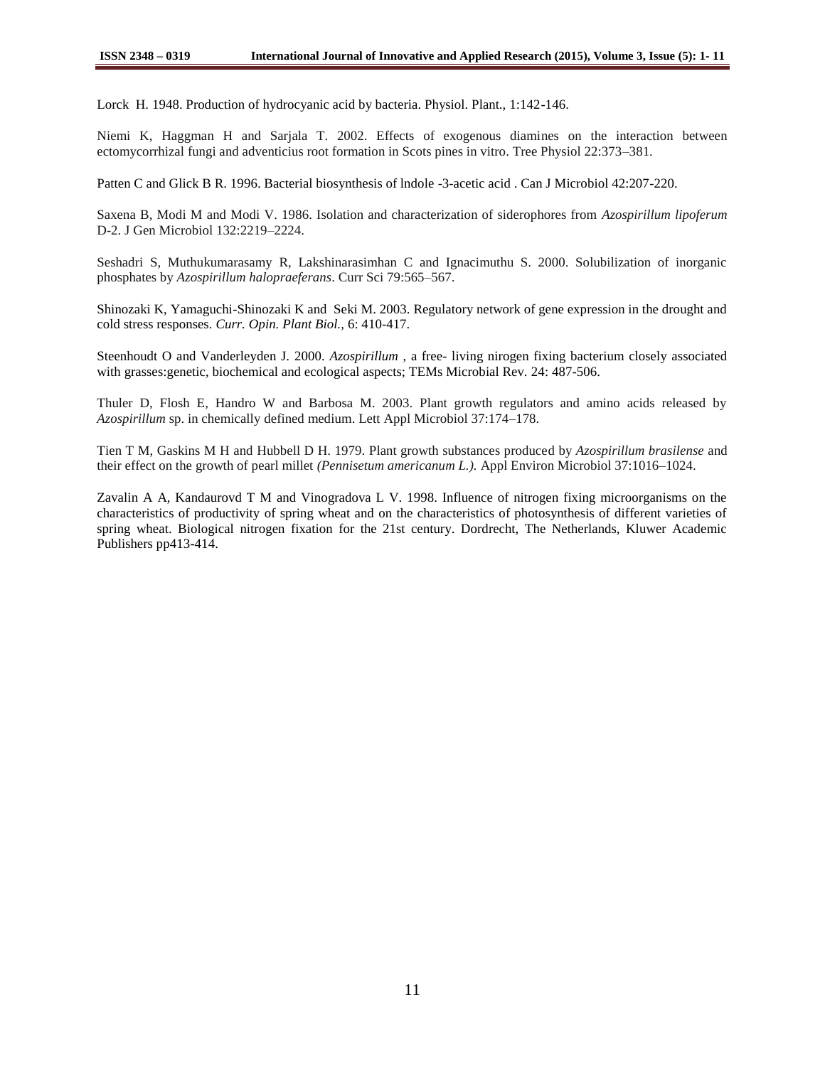Lorck H. 1948. Production of hydrocyanic acid by bacteria. Physiol. Plant., 1:142-146.

Niemi K, Haggman H and Sarjala T. 2002. Effects of exogenous diamines on the interaction between ectomycorrhizal fungi and adventicius root formation in Scots pines in vitro. Tree Physiol 22:373–381.

Patten C and Glick B R. 1996. Bacterial biosynthesis of lndole -3-acetic acid . Can J Microbiol 42:207-220.

Saxena B, Modi M and Modi V. 1986. Isolation and characterization of siderophores from *Azospirillum lipoferum* D-2. J Gen Microbiol 132:2219–2224.

Seshadri S, Muthukumarasamy R, Lakshinarasimhan C and Ignacimuthu S. 2000. Solubilization of inorganic phosphates by *Azospirillum halopraeferans*. Curr Sci 79:565–567.

Shinozaki K, Yamaguchi-Shinozaki K and Seki M. 2003. Regulatory network of gene expression in the drought and cold stress responses. *Curr. Opin. Plant Biol.*, 6: 410-417.

Steenhoudt O and Vanderleyden J. 2000. *Azospirillum* , a free- living nirogen fixing bacterium closely associated with grasses:genetic, biochemical and ecological aspects; TEMs Microbial Rev. 24: 487-506.

Thuler D, Flosh E, Handro W and Barbosa M. 2003. Plant growth regulators and amino acids released by *Azospirillum* sp. in chemically defined medium. Lett Appl Microbiol 37:174–178.

Tien T M, Gaskins M H and Hubbell D H. 1979. Plant growth substances produced by *Azospirillum brasilense* and their effect on the growth of pearl millet *(Pennisetum americanum L.).* Appl Environ Microbiol 37:1016–1024.

Zavalin A A, Kandaurovd T M and Vinogradova L V. 1998. Influence of nitrogen fixing microorganisms on the characteristics of productivity of spring wheat and on the characteristics of photosynthesis of different varieties of spring wheat. Biological nitrogen fixation for the 21st century. Dordrecht, The Netherlands, Kluwer Academic Publishers pp413-414.